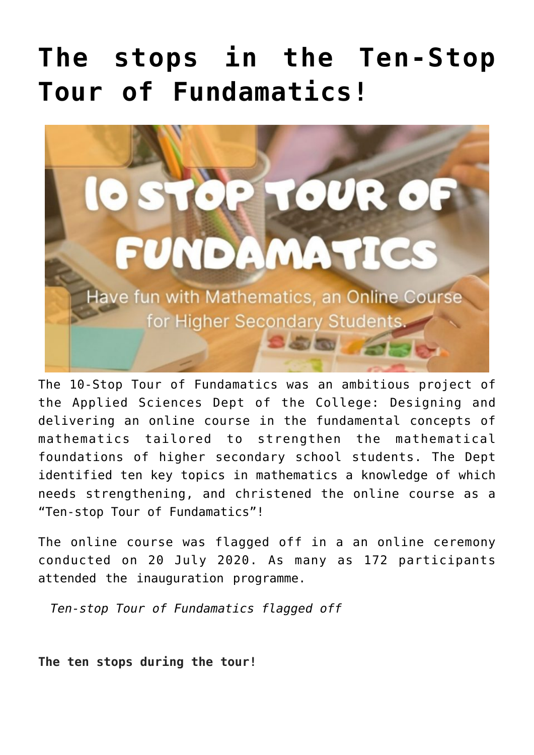# The stops in the Ten-Stop Tour of Fundamatics!

The 10-Stop Tour of Fundamatics was an ambitious project of the Applied Sciences Dept of the College: Designing and delivering an online course in the fundamental concepts of mathematics tailored to strengthen the mathematical foundations of higher secondary school students. The Dept identified ten key topics in mathematics a knowledge of which needs strengthening, and christened the online course as a "Ten-stop Tour of Fundamatics"!

The online course was flagged off in a an online ceremony conducted on 20 July 2020. As many as 172 participants attended the inauguration programme.

*Ten-stop Tour of Fundamatics flagged off*

**The ten stops during the tour!**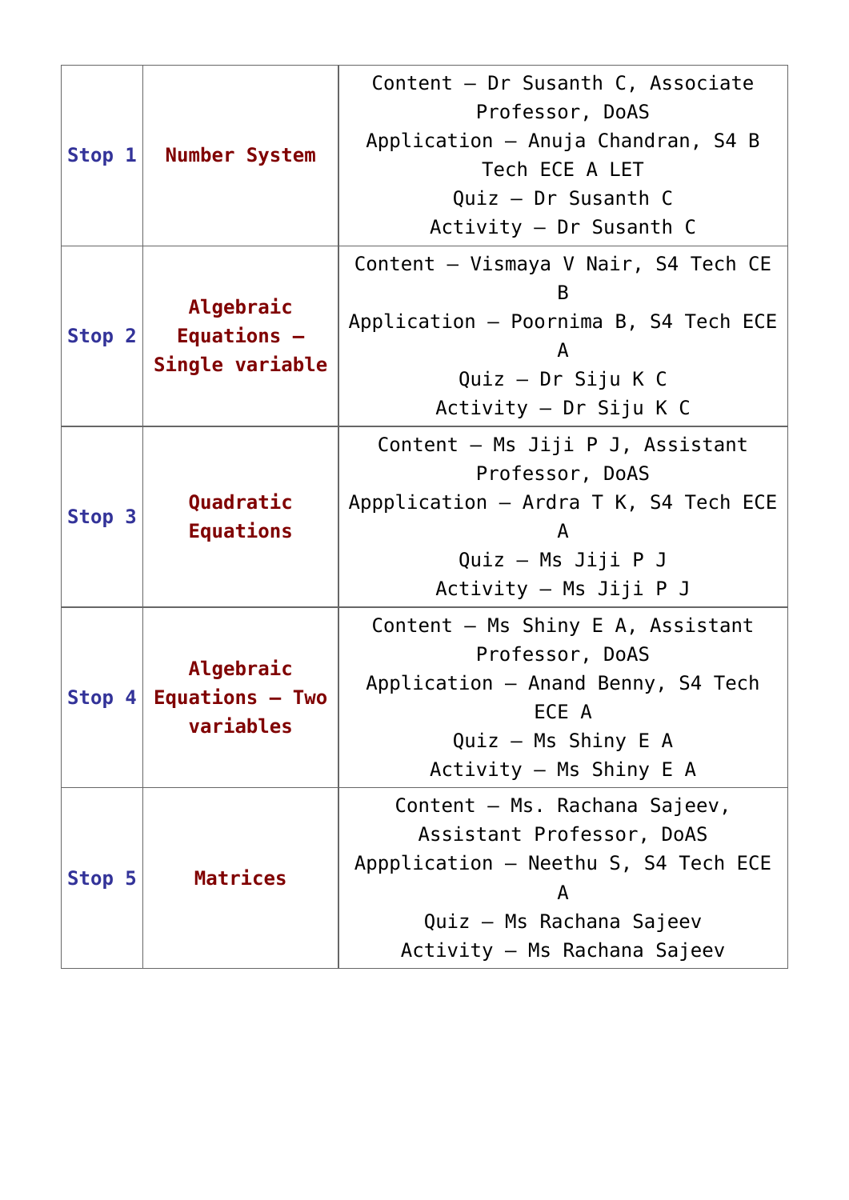| Stop 1 | **Number System** | Content – Dr Susanth C, Associate Professor, DoAS<br>Application – Anuja Chandran, S4 B Tech ECE A LET<br>Quiz – Dr Susanth C<br>Activity – Dr Susanth C |
|---|---|---|
| Stop 2 | **Algebraic Equations – Single variable** | Content – Vismaya V Nair, S4 Tech CE B<br>Application – Poornima B, S4 Tech ECE A<br>Quiz – Dr Siju K C<br>Activity – Dr Siju K C |
| Stop 3 | **Quadratic Equations** | Content – Ms Jiji P J, Assistant Professor, DoAS<br>Appplication – Ardra T K, S4 Tech ECE A<br>Quiz – Ms Jiji P J<br>Activity – Ms Jiji P J |
| Stop 4 | **Algebraic Equations – Two variables** | Content – Ms Shiny E A, Assistant Professor, DoAS<br>Application – Anand Benny, S4 Tech ECE A<br>Quiz – Ms Shiny E A<br>Activity – Ms Shiny E A |
| Stop 5 | **Matrices** | Content – Ms. Rachana Sajeev, Assistant Professor, DoAS<br>Appplication – Neethu S, S4 Tech ECE A<br>Quiz – Ms Rachana Sajeev<br>Activity – Ms Rachana Sajeev |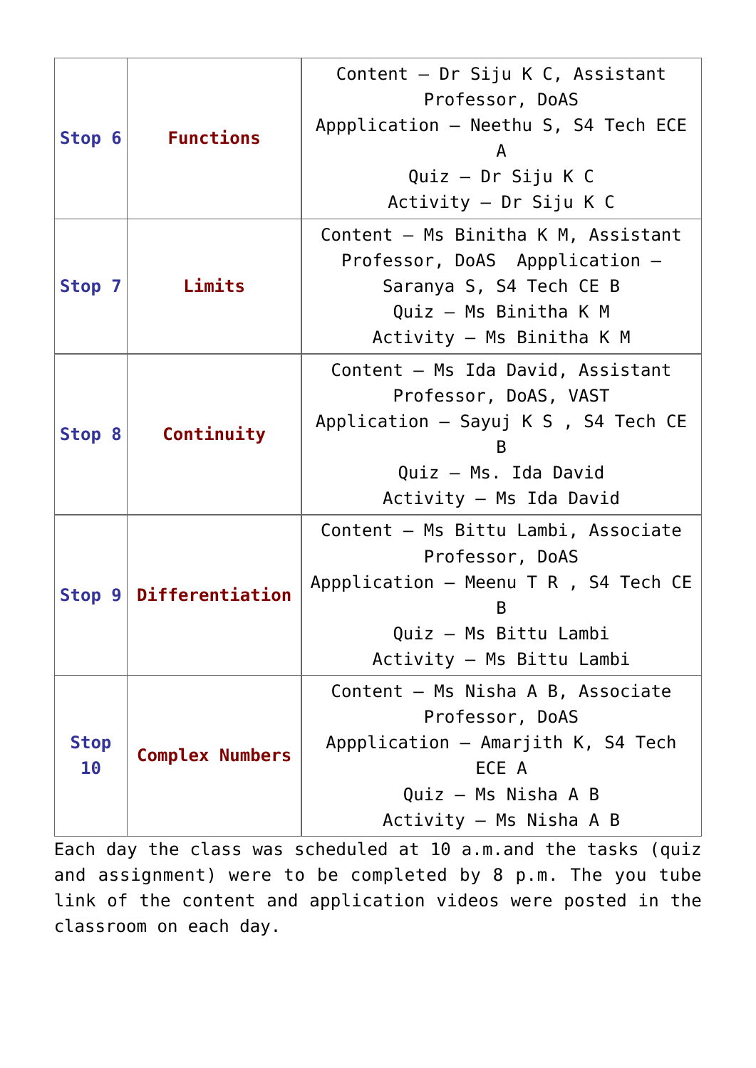| | | |
|---|---|---|
| **Stop 6** | **Functions** | Content – Dr Siju K C, Assistant Professor, DoAS<br>Appplication – Neethu S, S4 Tech ECE A<br>Quiz – Dr Siju K C<br>Activity – Dr Siju K C |
| **Stop 7** | **Limits** | Content – Ms Binitha K M, Assistant Professor, DoAS  Appplication – Saranya S, S4 Tech CE B<br>Quiz – Ms Binitha K M<br>Activity – Ms Binitha K M |
| **Stop 8** | **Continuity** | Content – Ms Ida David, Assistant Professor, DoAS, VAST<br>Application – Sayuj K S , S4 Tech CE B<br>Quiz – Ms. Ida David<br>Activity – Ms Ida David |
| **Stop 9** | **Differentiation** | Content – Ms Bittu Lambi, Associate Professor, DoAS<br>Appplication – Meenu T R , S4 Tech CE B<br>Quiz – Ms Bittu Lambi<br>Activity – Ms Bittu Lambi |
| **Stop 10** | **Complex Numbers** | Content – Ms Nisha A B, Associate Professor, DoAS<br>Appplication – Amarjith K, S4 Tech ECE A<br>Quiz – Ms Nisha A B<br>Activity – Ms Nisha A B |

Each day the class was scheduled at 10 a.m.and the tasks (quiz and assignment) were to be completed by 8 p.m. The you tube link of the content and application videos were posted in the classroom on each day.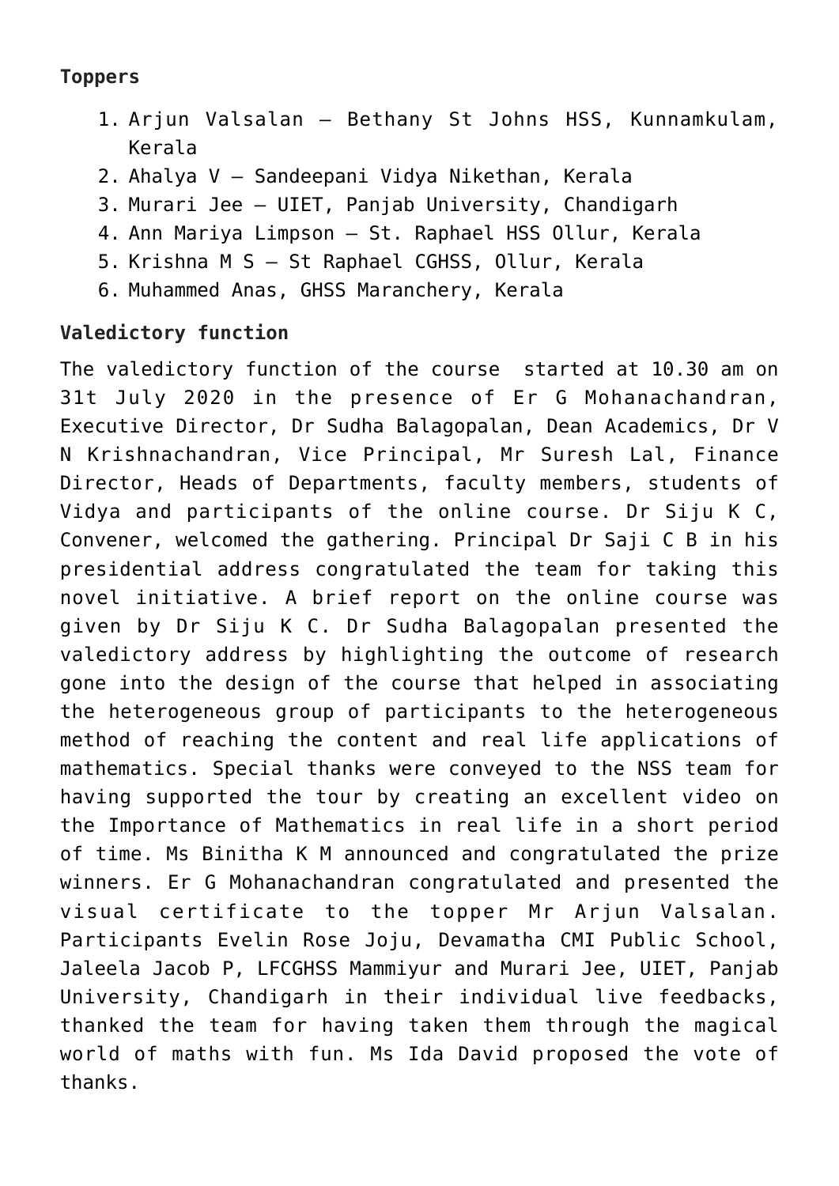**Toppers**

1. Arjun Valsalan – Bethany St Johns HSS, Kunnamkulam, Kerala
2. Ahalya V – Sandeepani Vidya Nikethan, Kerala
3. Murari Jee – UIET, Panjab University, Chandigarh
4. Ann Mariya Limpson – St. Raphael HSS Ollur, Kerala
5. Krishna M S – St Raphael CGHSS, Ollur, Kerala
6. Muhammed Anas, GHSS Maranchery, Kerala

**Valedictory function**

The valedictory function of the course started at 10.30 am on 31t July 2020 in the presence of Er G Mohanachandran, Executive Director, Dr Sudha Balagopalan, Dean Academics, Dr V N Krishnachandran, Vice Principal, Mr Suresh Lal, Finance Director, Heads of Departments, faculty members, students of Vidya and participants of the online course. Dr Siju K C, Convener, welcomed the gathering. Principal Dr Saji C B in his presidential address congratulated the team for taking this novel initiative. A brief report on the online course was given by Dr Siju K C. Dr Sudha Balagopalan presented the valedictory address by highlighting the outcome of research gone into the design of the course that helped in associating the heterogeneous group of participants to the heterogeneous method of reaching the content and real life applications of mathematics. Special thanks were conveyed to the NSS team for having supported the tour by creating an excellent video on the Importance of Mathematics in real life in a short period of time. Ms Binitha K M announced and congratulated the prize winners. Er G Mohanachandran congratulated and presented the visual certificate to the topper Mr Arjun Valsalan. Participants Evelin Rose Joju, Devamatha CMI Public School, Jaleela Jacob P, LFCGHSS Mammiyur and Murari Jee, UIET, Panjab University, Chandigarh in their individual live feedbacks, thanked the team for having taken them through the magical world of maths with fun. Ms Ida David proposed the vote of thanks.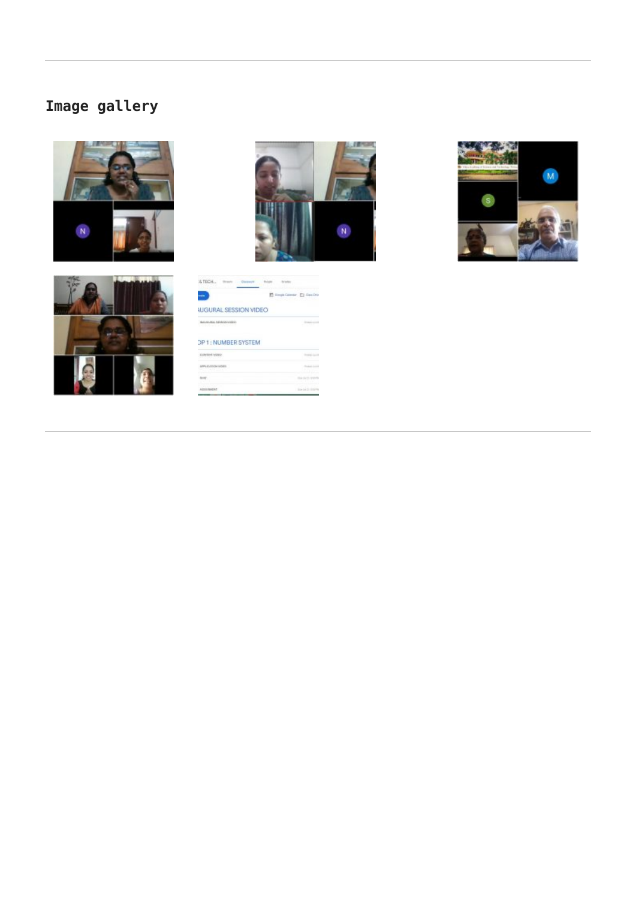## Image gallery